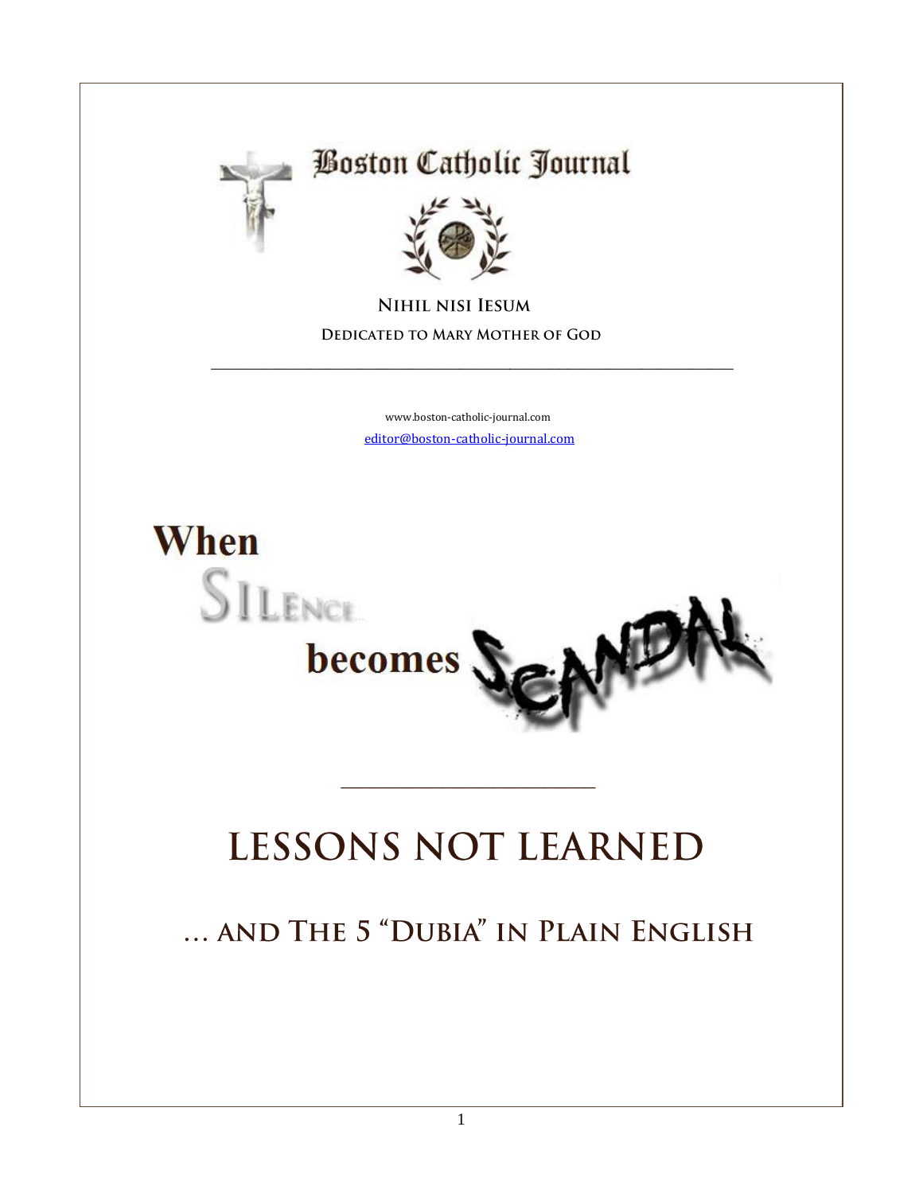# Boston Catholic Journal

**Nihil nisi Iesum**

**Dedicated to Mary Mother of God**

---

www.boston-catholic-journal.com

editor@boston-catholic-journal.com

# When Silence becomes Scandal

---

# LESSONS NOT LEARNED

## … and The 5 "Dubia" in Plain English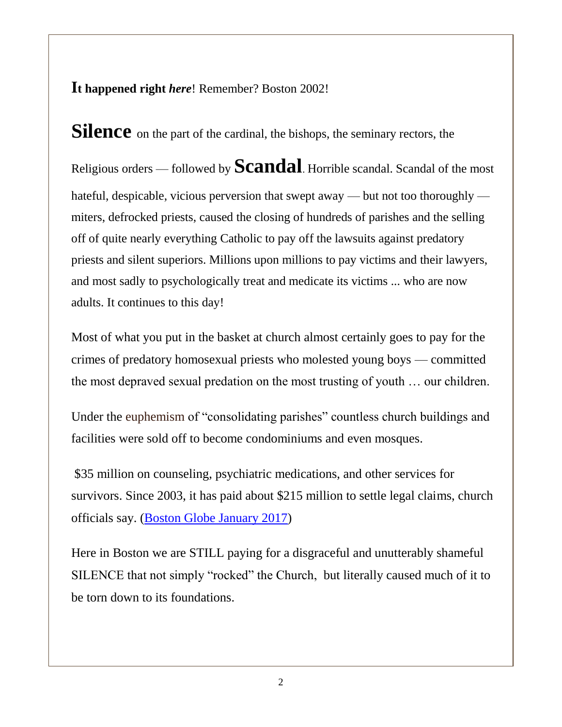**It happened right *here***! Remember? Boston 2002!

**Silence** on the part of the cardinal, the bishops, the seminary rectors, the Religious orders — followed by **Scandal**. Horrible scandal. Scandal of the most hateful, despicable, vicious perversion that swept away — but not too thoroughly — miters, defrocked priests, caused the closing of hundreds of parishes and the selling off of quite nearly everything Catholic to pay off the lawsuits against predatory priests and silent superiors. Millions upon millions to pay victims and their lawyers, and most sadly to psychologically treat and medicate its victims ... who are now adults. It continues to this day!

Most of what you put in the basket at church almost certainly goes to pay for the crimes of predatory homosexual priests who molested young boys — committed the most depraved sexual predation on the most trusting of youth … our children.

Under the euphemism of "consolidating parishes" countless church buildings and facilities were sold off to become condominiums and even mosques.

$35 million on counseling, psychiatric medications, and other services for survivors. Since 2003, it has paid about $215 million to settle legal claims, church officials say. (Boston Globe January 2017)

Here in Boston we are STILL paying for a disgraceful and unutterably shameful SILENCE that not simply "rocked" the Church, but literally caused much of it to be torn down to its foundations.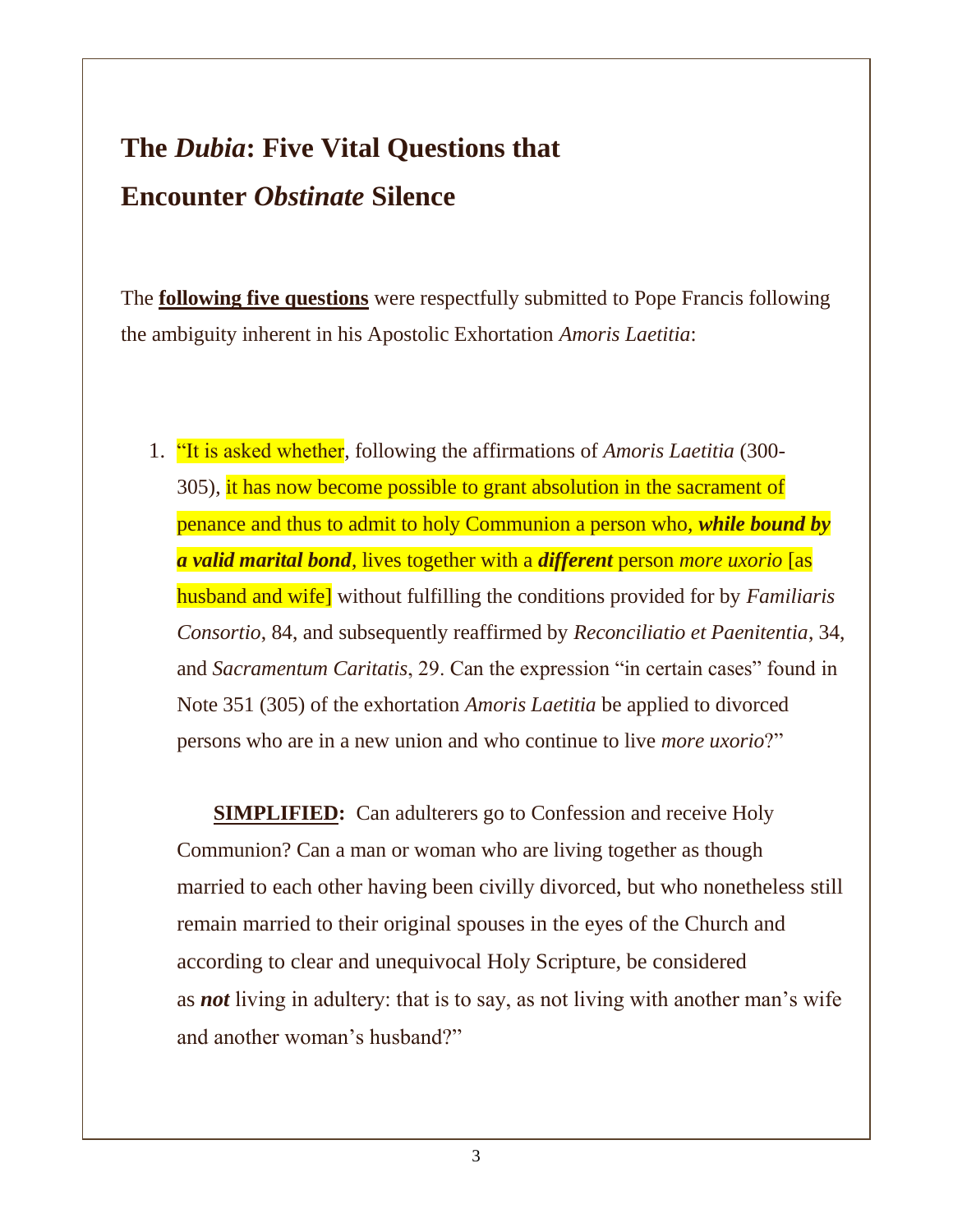# The *Dubia*: Five Vital Questions that Encounter *Obstinate* Silence

The **following five questions** were respectfully submitted to Pope Francis following the ambiguity inherent in his Apostolic Exhortation *Amoris Laetitia*:

1. "It is asked whether, following the affirmations of *Amoris Laetitia* (300-305), it has now become possible to grant absolution in the sacrament of penance and thus to admit to holy Communion a person who, ***while bound by a valid marital bond***, lives together with a ***different*** person *more uxorio* [as husband and wife] without fulfilling the conditions provided for by *Familiaris Consortio*, 84, and subsequently reaffirmed by *Reconciliatio et Paenitentia*, 34, and *Sacramentum Caritatis*, 29. Can the expression "in certain cases" found in Note 351 (305) of the exhortation *Amoris Laetitia* be applied to divorced persons who are in a new union and who continue to live *more uxorio*?"

   **SIMPLIFIED:** Can adulterers go to Confession and receive Holy Communion? Can a man or woman who are living together as though married to each other having been civilly divorced, but who nonetheless still remain married to their original spouses in the eyes of the Church and according to clear and unequivocal Holy Scripture, be considered as ***not*** living in adultery: that is to say, as not living with another man's wife and another woman's husband?"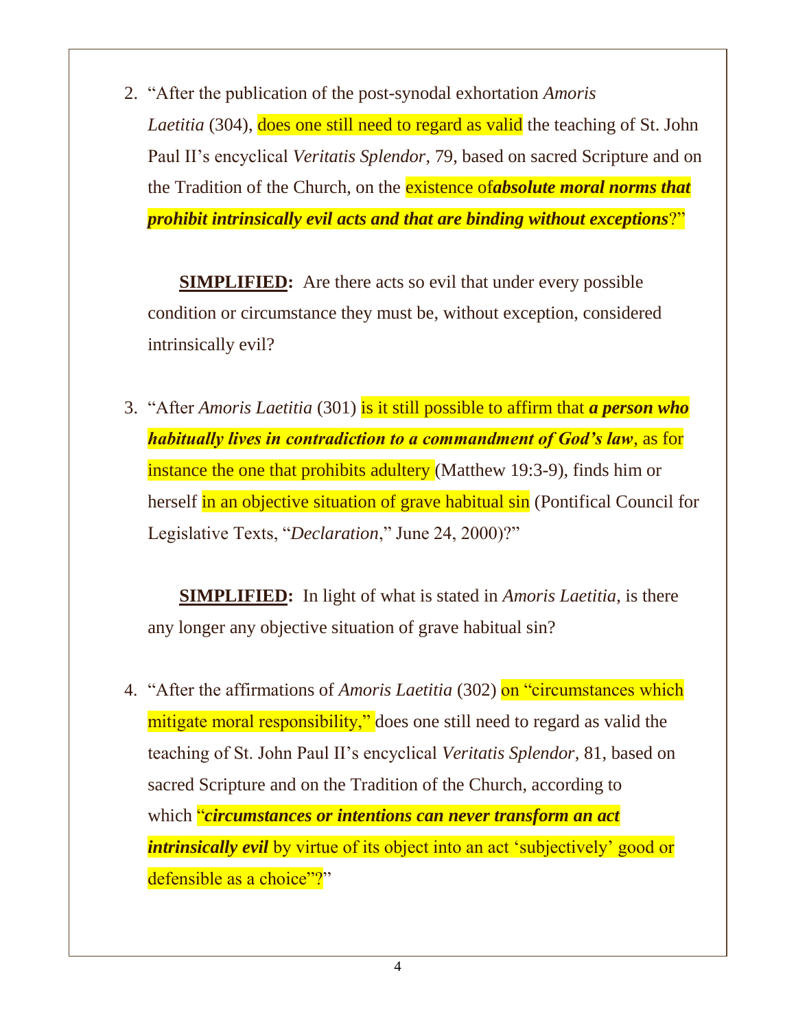2. "After the publication of the post-synodal exhortation *Amoris Laetitia* (304), does one still need to regard as valid the teaching of St. John Paul II's encyclical *Veritatis Splendor*, 79, based on sacred Scripture and on the Tradition of the Church, on the existence of***absolute moral norms that prohibit intrinsically evil acts and that are binding without exceptions***?"

   **SIMPLIFIED:** Are there acts so evil that under every possible condition or circumstance they must be, without exception, considered intrinsically evil?

3. "After *Amoris Laetitia* (301) is it still possible to affirm that ***a person who habitually lives in contradiction to a commandment of God's law***, as for instance the one that prohibits adultery (Matthew 19:3-9), finds him or herself in an objective situation of grave habitual sin (Pontifical Council for Legislative Texts, "*Declaration*," June 24, 2000)?"

   **SIMPLIFIED:** In light of what is stated in *Amoris Laetitia*, is there any longer any objective situation of grave habitual sin?

4. "After the affirmations of *Amoris Laetitia* (302) on "circumstances which mitigate moral responsibility," does one still need to regard as valid the teaching of St. John Paul II's encyclical *Veritatis Splendor*, 81, based on sacred Scripture and on the Tradition of the Church, according to which "***circumstances or intentions can never transform an act intrinsically evil*** by virtue of its object into an act 'subjectively' good or defensible as a choice"?"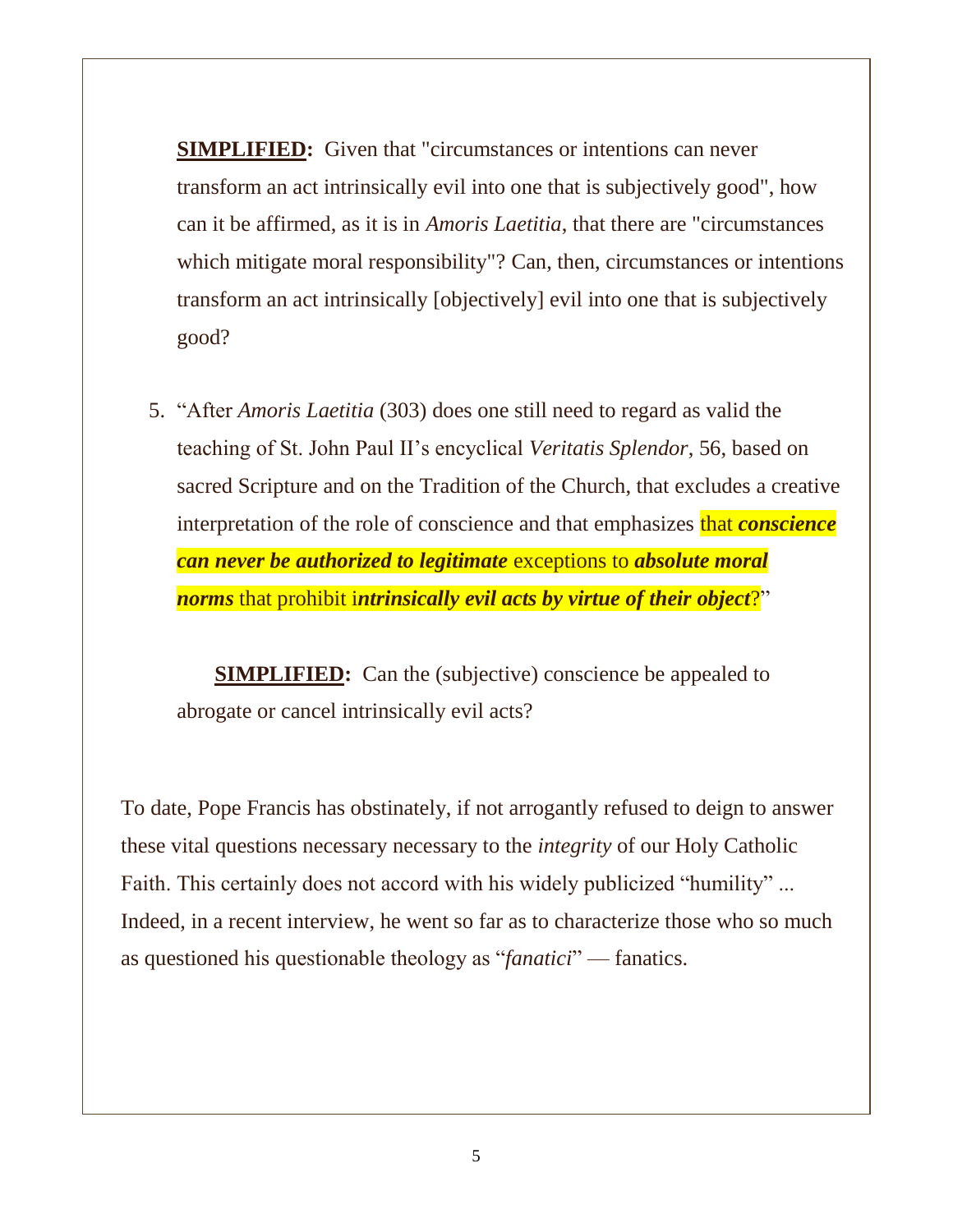**SIMPLIFIED:** Given that "circumstances or intentions can never transform an act intrinsically evil into one that is subjectively good", how can it be affirmed, as it is in *Amoris Laetitia*, that there are "circumstances which mitigate moral responsibility"? Can, then, circumstances or intentions transform an act intrinsically [objectively] evil into one that is subjectively good?

5. "After *Amoris Laetitia* (303) does one still need to regard as valid the teaching of St. John Paul II's encyclical *Veritatis Splendor*, 56, based on sacred Scripture and on the Tradition of the Church, that excludes a creative interpretation of the role of conscience and that emphasizes that ***conscience can never be authorized to legitimate*** exceptions to ***absolute moral norms*** that prohibit i***ntrinsically evil acts by virtue of their object***?"

   **SIMPLIFIED:** Can the (subjective) conscience be appealed to abrogate or cancel intrinsically evil acts?

To date, Pope Francis has obstinately, if not arrogantly refused to deign to answer these vital questions necessary necessary to the *integrity* of our Holy Catholic Faith. This certainly does not accord with his widely publicized "humility" ... Indeed, in a recent interview, he went so far as to characterize those who so much as questioned his questionable theology as "*fanatici*" — fanatics.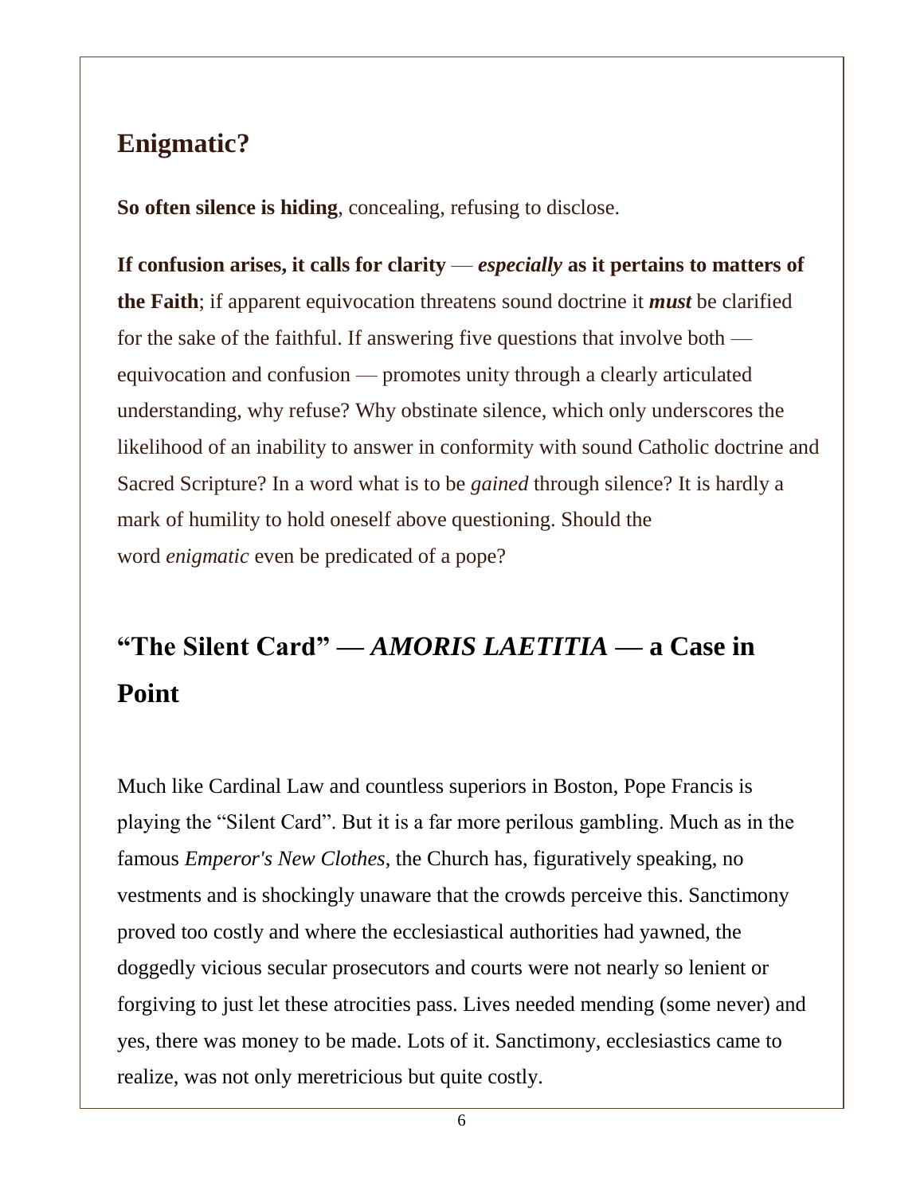## Enigmatic?

**So often silence is hiding**, concealing, refusing to disclose.

**If confusion arises, it calls for clarity** — ***especially*** **as it pertains to matters of the Faith**; if apparent equivocation threatens sound doctrine it ***must*** be clarified for the sake of the faithful. If answering five questions that involve both — equivocation and confusion — promotes unity through a clearly articulated understanding, why refuse? Why obstinate silence, which only underscores the likelihood of an inability to answer in conformity with sound Catholic doctrine and Sacred Scripture? In a word what is to be *gained* through silence? It is hardly a mark of humility to hold oneself above questioning. Should the word *enigmatic* even be predicated of a pope?

## "The Silent Card" — *AMORIS LAETITIA* — a Case in Point

Much like Cardinal Law and countless superiors in Boston, Pope Francis is playing the "Silent Card". But it is a far more perilous gambling. Much as in the famous *Emperor's New Clothes*, the Church has, figuratively speaking, no vestments and is shockingly unaware that the crowds perceive this. Sanctimony proved too costly and where the ecclesiastical authorities had yawned, the doggedly vicious secular prosecutors and courts were not nearly so lenient or forgiving to just let these atrocities pass. Lives needed mending (some never) and yes, there was money to be made. Lots of it. Sanctimony, ecclesiastics came to realize, was not only meretricious but quite costly.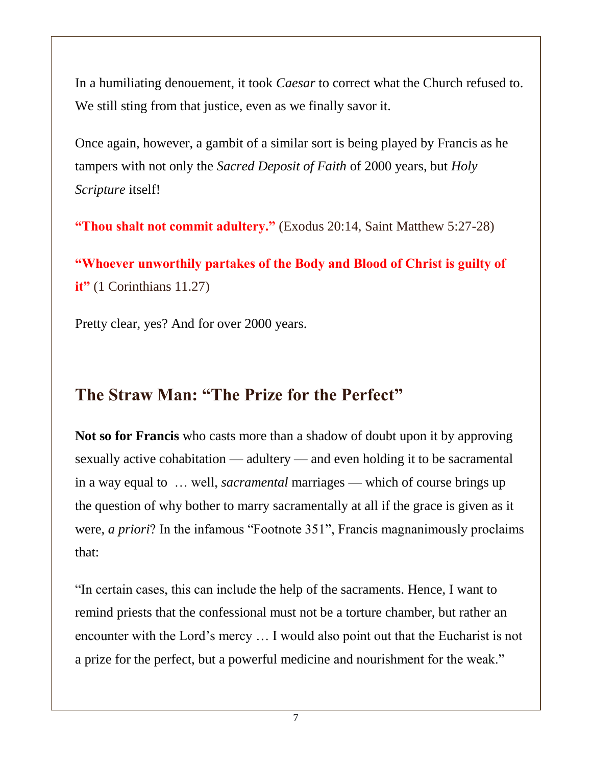In a humiliating denouement, it took *Caesar* to correct what the Church refused to. We still sting from that justice, even as we finally savor it.

Once again, however, a gambit of a similar sort is being played by Francis as he tampers with not only the *Sacred Deposit of Faith* of 2000 years, but *Holy Scripture* itself!

**"Thou shalt not commit adultery."** (Exodus 20:14, Saint Matthew 5:27-28)

**"Whoever unworthily partakes of the Body and Blood of Christ is guilty of it"** (1 Corinthians 11.27)

Pretty clear, yes? And for over 2000 years.

## The Straw Man: "The Prize for the Perfect"

**Not so for Francis** who casts more than a shadow of doubt upon it by approving sexually active cohabitation — adultery — and even holding it to be sacramental in a way equal to … well, *sacramental* marriages — which of course brings up the question of why bother to marry sacramentally at all if the grace is given as it were, *a priori*? In the infamous "Footnote 351", Francis magnanimously proclaims that:

"In certain cases, this can include the help of the sacraments. Hence, I want to remind priests that the confessional must not be a torture chamber, but rather an encounter with the Lord's mercy … I would also point out that the Eucharist is not a prize for the perfect, but a powerful medicine and nourishment for the weak."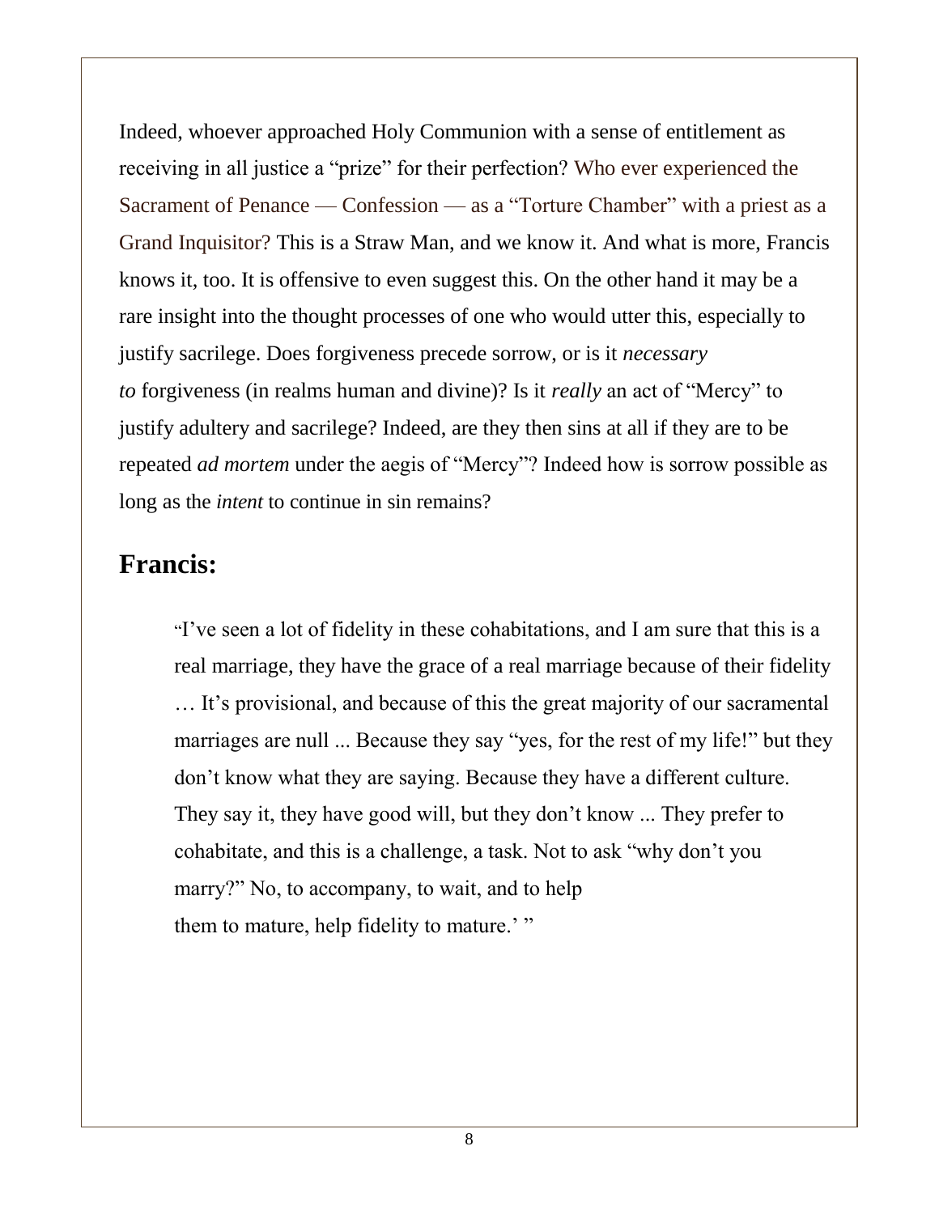Indeed, whoever approached Holy Communion with a sense of entitlement as receiving in all justice a "prize" for their perfection? Who ever experienced the Sacrament of Penance — Confession — as a "Torture Chamber" with a priest as a Grand Inquisitor? This is a Straw Man, and we know it. And what is more, Francis knows it, too. It is offensive to even suggest this. On the other hand it may be a rare insight into the thought processes of one who would utter this, especially to justify sacrilege. Does forgiveness precede sorrow, or is it *necessary to* forgiveness (in realms human and divine)? Is it *really* an act of "Mercy" to justify adultery and sacrilege? Indeed, are they then sins at all if they are to be repeated *ad mortem* under the aegis of "Mercy"? Indeed how is sorrow possible as long as the *intent* to continue in sin remains?

## Francis:

> "I've seen a lot of fidelity in these cohabitations, and I am sure that this is a real marriage, they have the grace of a real marriage because of their fidelity … It's provisional, and because of this the great majority of our sacramental marriages are null ... Because they say "yes, for the rest of my life!" but they don't know what they are saying. Because they have a different culture. They say it, they have good will, but they don't know ... They prefer to cohabitate, and this is a challenge, a task. Not to ask "why don't you marry?" No, to accompany, to wait, and to help them to mature, help fidelity to mature.' "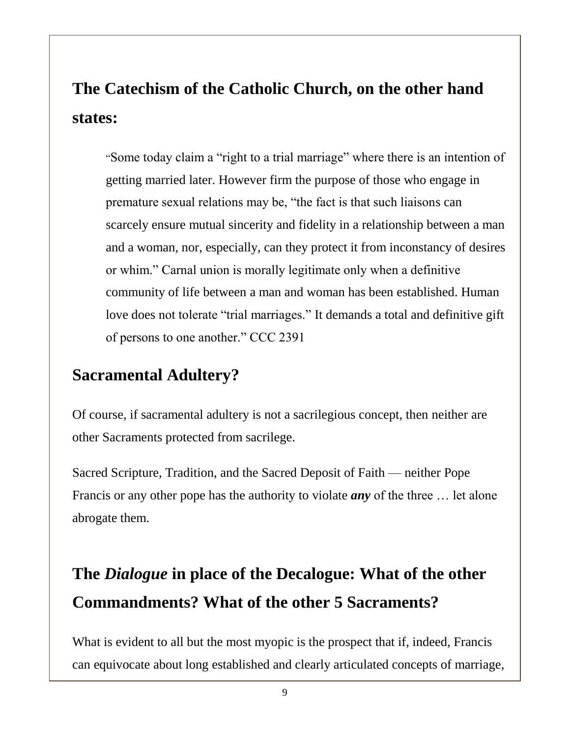## The Catechism of the Catholic Church, on the other hand states:

> "Some today claim a "right to a trial marriage" where there is an intention of getting married later. However firm the purpose of those who engage in premature sexual relations may be, "the fact is that such liaisons can scarcely ensure mutual sincerity and fidelity in a relationship between a man and a woman, nor, especially, can they protect it from inconstancy of desires or whim." Carnal union is morally legitimate only when a definitive community of life between a man and woman has been established. Human love does not tolerate "trial marriages." It demands a total and definitive gift of persons to one another." CCC 2391

## Sacramental Adultery?

Of course, if sacramental adultery is not a sacrilegious concept, then neither are other Sacraments protected from sacrilege.

Sacred Scripture, Tradition, and the Sacred Deposit of Faith — neither Pope Francis or any other pope has the authority to violate ***any*** of the three … let alone abrogate them.

## The *Dialogue* in place of the Decalogue: What of the other Commandments? What of the other 5 Sacraments?

What is evident to all but the most myopic is the prospect that if, indeed, Francis can equivocate about long established and clearly articulated concepts of marriage,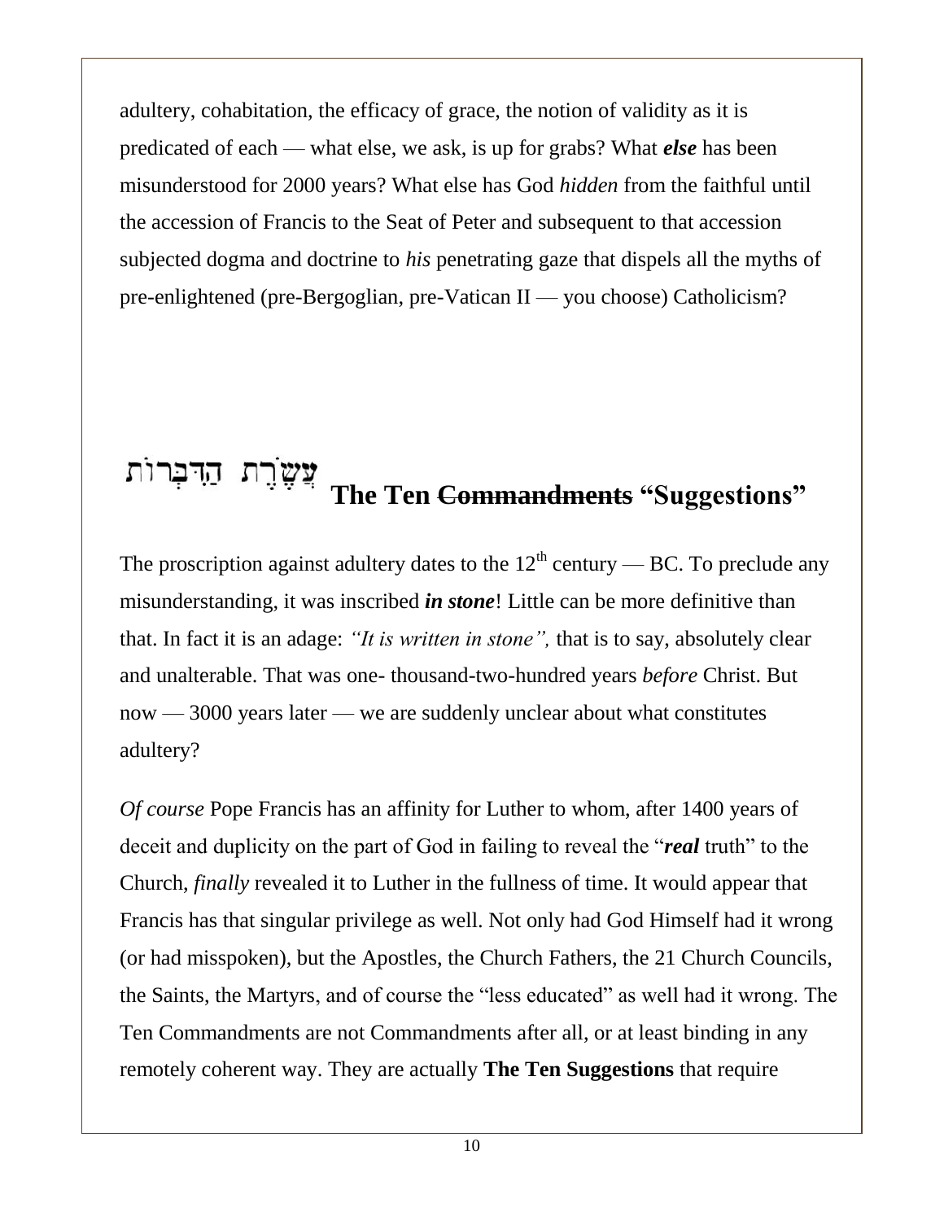adultery, cohabitation, the efficacy of grace, the notion of validity as it is predicated of each — what else, we ask, is up for grabs? What ***else*** has been misunderstood for 2000 years? What else has God *hidden* from the faithful until the accession of Francis to the Seat of Peter and subsequent to that accession subjected dogma and doctrine to *his* penetrating gaze that dispels all the myths of pre-enlightened (pre-Bergoglian, pre-Vatican II — you choose) Catholicism?

## עֲשֶׂרֶת הַדִּבְּרוֹת **The Ten ~~Commandments~~ "Suggestions"**

The proscription against adultery dates to the 12th century — BC. To preclude any misunderstanding, it was inscribed ***in stone***! Little can be more definitive than that. In fact it is an adage: *"It is written in stone",* that is to say, absolutely clear and unalterable. That was one- thousand-two-hundred years *before* Christ. But now — 3000 years later — we are suddenly unclear about what constitutes adultery?

*Of course* Pope Francis has an affinity for Luther to whom, after 1400 years of deceit and duplicity on the part of God in failing to reveal the "***real*** truth" to the Church, *finally* revealed it to Luther in the fullness of time. It would appear that Francis has that singular privilege as well. Not only had God Himself had it wrong (or had misspoken), but the Apostles, the Church Fathers, the 21 Church Councils, the Saints, the Martyrs, and of course the "less educated" as well had it wrong. The Ten Commandments are not Commandments after all, or at least binding in any remotely coherent way. They are actually **The Ten Suggestions** that require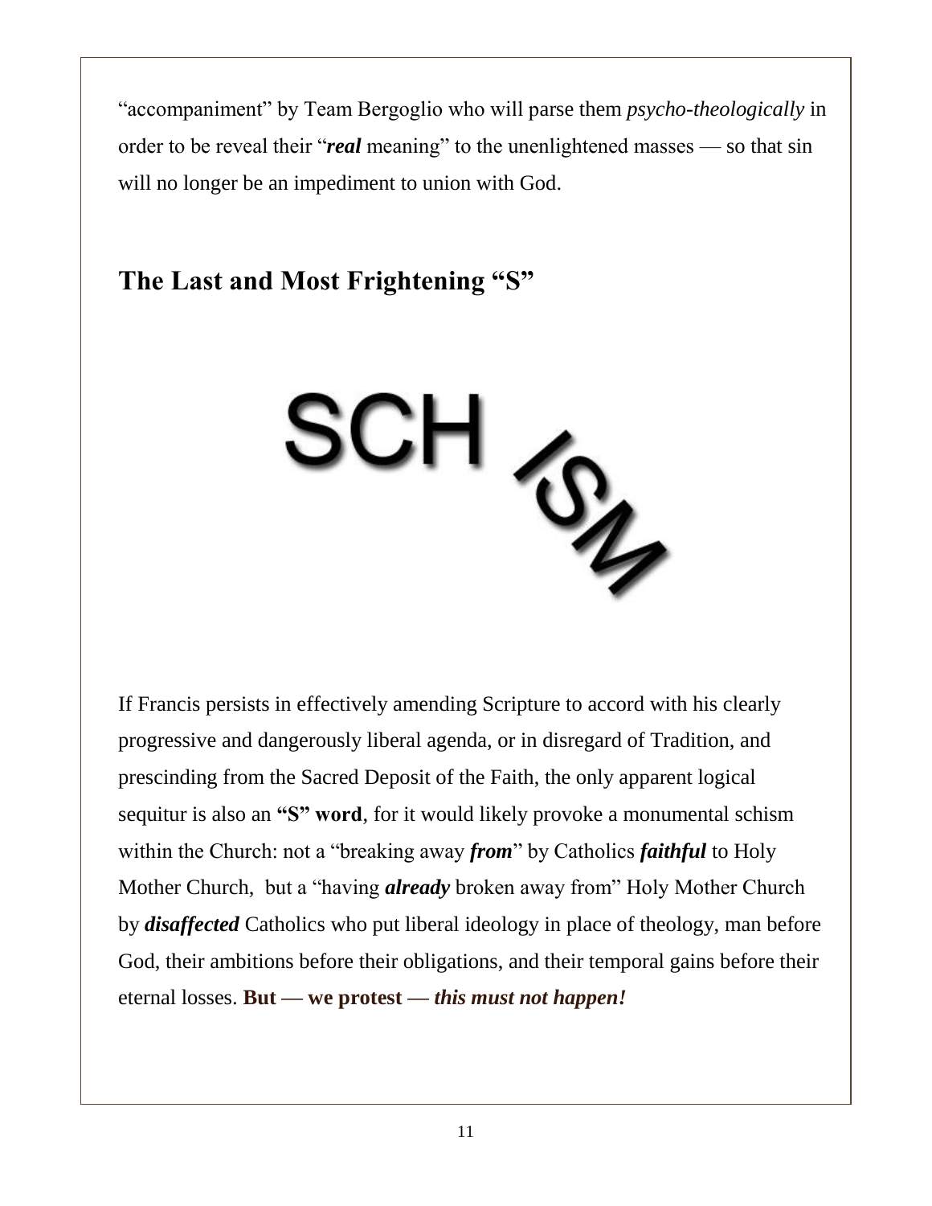"accompaniment" by Team Bergoglio who will parse them *psycho-theologically* in order to be reveal their "***real*** meaning" to the unenlightened masses — so that sin will no longer be an impediment to union with God.

## The Last and Most Frightening "S"

SCH ISM

If Francis persists in effectively amending Scripture to accord with his clearly progressive and dangerously liberal agenda, or in disregard of Tradition, and prescinding from the Sacred Deposit of the Faith, the only apparent logical sequitur is also an **"S" word**, for it would likely provoke a monumental schism within the Church: not a "breaking away ***from***" by Catholics ***faithful*** to Holy Mother Church, but a "having ***already*** broken away from" Holy Mother Church by ***disaffected*** Catholics who put liberal ideology in place of theology, man before God, their ambitions before their obligations, and their temporal gains before their eternal losses. **But — we protest — *this must not happen!***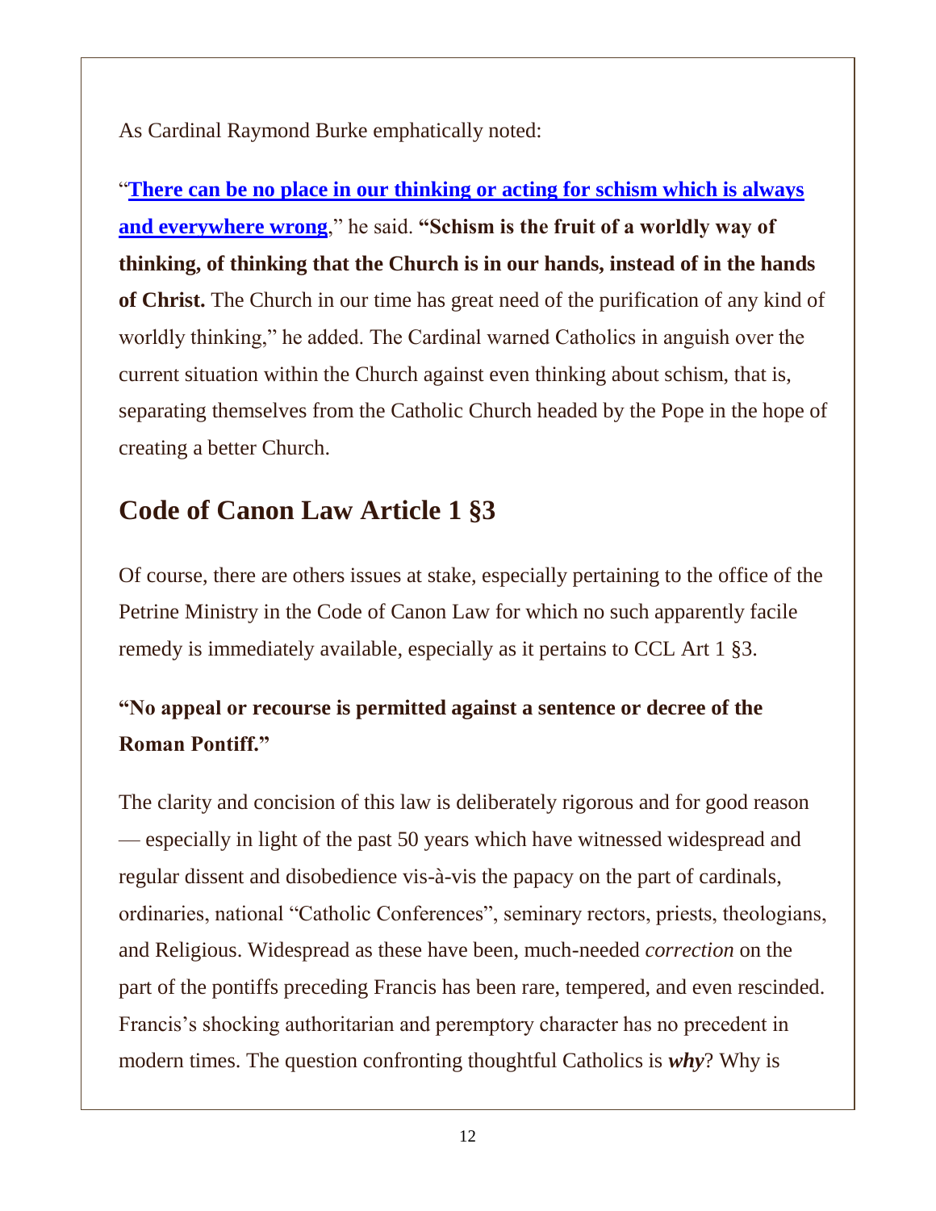As Cardinal Raymond Burke emphatically noted:

"**There can be no place in our thinking or acting for schism which is always and everywhere wrong**," he said. **"Schism is the fruit of a worldly way of thinking, of thinking that the Church is in our hands, instead of in the hands of Christ.** The Church in our time has great need of the purification of any kind of worldly thinking," he added. The Cardinal warned Catholics in anguish over the current situation within the Church against even thinking about schism, that is, separating themselves from the Catholic Church headed by the Pope in the hope of creating a better Church.

## Code of Canon Law Article 1 §3

Of course, there are others issues at stake, especially pertaining to the office of the Petrine Ministry in the Code of Canon Law for which no such apparently facile remedy is immediately available, especially as it pertains to CCL Art 1 §3.

### "No appeal or recourse is permitted against a sentence or decree of the Roman Pontiff."

The clarity and concision of this law is deliberately rigorous and for good reason — especially in light of the past 50 years which have witnessed widespread and regular dissent and disobedience vis-à-vis the papacy on the part of cardinals, ordinaries, national "Catholic Conferences", seminary rectors, priests, theologians, and Religious. Widespread as these have been, much-needed *correction* on the part of the pontiffs preceding Francis has been rare, tempered, and even rescinded. Francis's shocking authoritarian and peremptory character has no precedent in modern times. The question confronting thoughtful Catholics is ***why***? Why is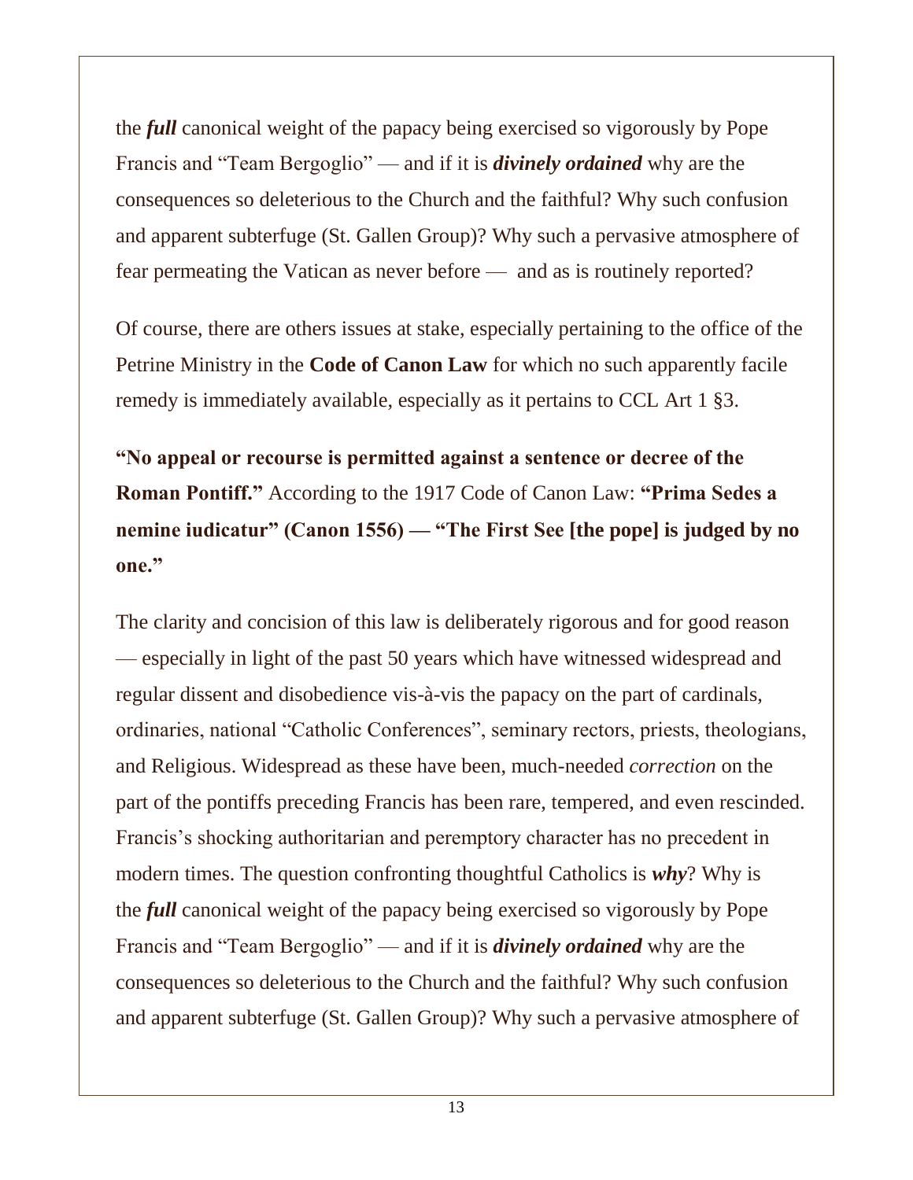the ***full*** canonical weight of the papacy being exercised so vigorously by Pope Francis and "Team Bergoglio" — and if it is ***divinely ordained*** why are the consequences so deleterious to the Church and the faithful? Why such confusion and apparent subterfuge (St. Gallen Group)? Why such a pervasive atmosphere of fear permeating the Vatican as never before — and as is routinely reported?

Of course, there are others issues at stake, especially pertaining to the office of the Petrine Ministry in the **Code of Canon Law** for which no such apparently facile remedy is immediately available, especially as it pertains to CCL Art 1 §3.

**"No appeal or recourse is permitted against a sentence or decree of the Roman Pontiff."** According to the 1917 Code of Canon Law: **"Prima Sedes a nemine iudicatur" (Canon 1556) — "The First See [the pope] is judged by no one."**

The clarity and concision of this law is deliberately rigorous and for good reason — especially in light of the past 50 years which have witnessed widespread and regular dissent and disobedience vis-à-vis the papacy on the part of cardinals, ordinaries, national "Catholic Conferences", seminary rectors, priests, theologians, and Religious. Widespread as these have been, much-needed *correction* on the part of the pontiffs preceding Francis has been rare, tempered, and even rescinded. Francis's shocking authoritarian and peremptory character has no precedent in modern times. The question confronting thoughtful Catholics is ***why***? Why is the ***full*** canonical weight of the papacy being exercised so vigorously by Pope Francis and "Team Bergoglio" — and if it is ***divinely ordained*** why are the consequences so deleterious to the Church and the faithful? Why such confusion and apparent subterfuge (St. Gallen Group)? Why such a pervasive atmosphere of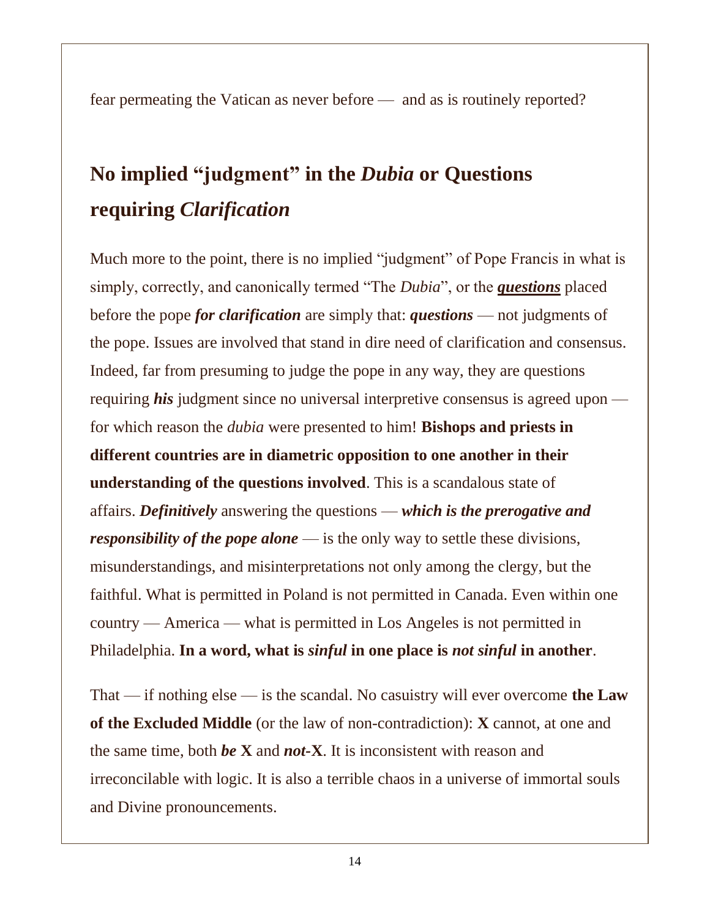fear permeating the Vatican as never before — and as is routinely reported?

## No implied "judgment" in the *Dubia* or Questions requiring *Clarification*

Much more to the point, there is no implied "judgment" of Pope Francis in what is simply, correctly, and canonically termed "The *Dubia*", or the ***questions*** placed before the pope ***for clarification*** are simply that: ***questions*** — not judgments of the pope. Issues are involved that stand in dire need of clarification and consensus. Indeed, far from presuming to judge the pope in any way, they are questions requiring ***his*** judgment since no universal interpretive consensus is agreed upon — for which reason the *dubia* were presented to him! **Bishops and priests in different countries are in diametric opposition to one another in their understanding of the questions involved**. This is a scandalous state of affairs. ***Definitively*** answering the questions — ***which is the prerogative and responsibility of the pope alone*** — is the only way to settle these divisions, misunderstandings, and misinterpretations not only among the clergy, but the faithful. What is permitted in Poland is not permitted in Canada. Even within one country — America — what is permitted in Los Angeles is not permitted in Philadelphia. **In a word, what is *sinful* in one place is *not sinful* in another**.

That — if nothing else — is the scandal. No casuistry will ever overcome **the Law of the Excluded Middle** (or the law of non-contradiction): **X** cannot, at one and the same time, both ***be*** **X** and ***not*-X**. It is inconsistent with reason and irreconcilable with logic. It is also a terrible chaos in a universe of immortal souls and Divine pronouncements.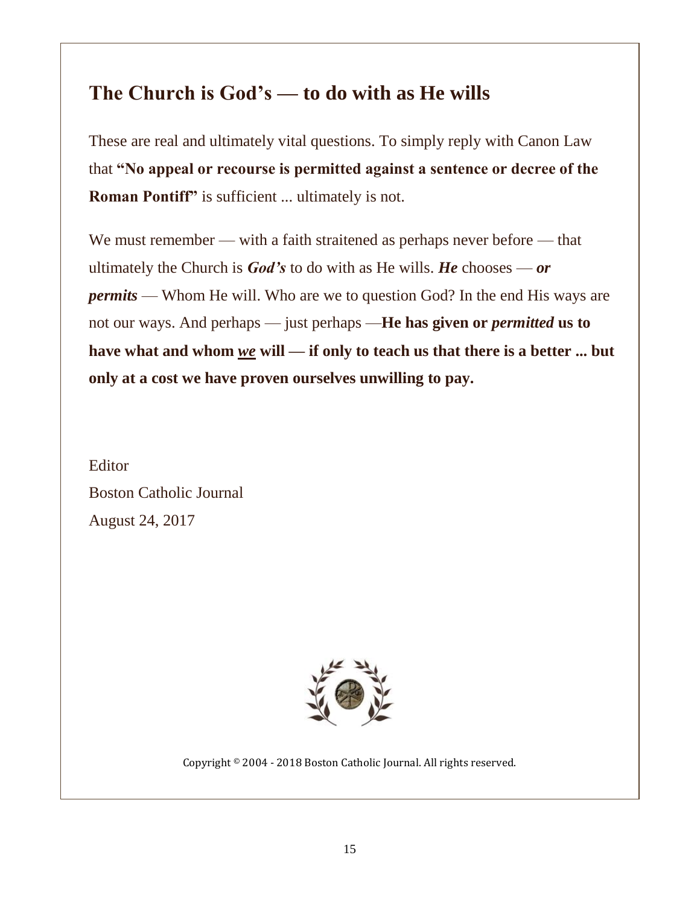## The Church is God's — to do with as He wills

These are real and ultimately vital questions. To simply reply with Canon Law that **"No appeal or recourse is permitted against a sentence or decree of the Roman Pontiff"** is sufficient ... ultimately is not.

We must remember — with a faith straitened as perhaps never before — that ultimately the Church is ***God's*** to do with as He wills. ***He*** chooses — ***or permits*** — Whom He will. Who are we to question God? In the end His ways are not our ways. And perhaps — just perhaps —**He has given or *permitted* us to have what and whom <u>*we*</u> will — if only to teach us that there is a better ... but only at a cost we have proven ourselves unwilling to pay.**

Editor
Boston Catholic Journal
August 24, 2017

Copyright © 2004 - 2018 Boston Catholic Journal. All rights reserved.